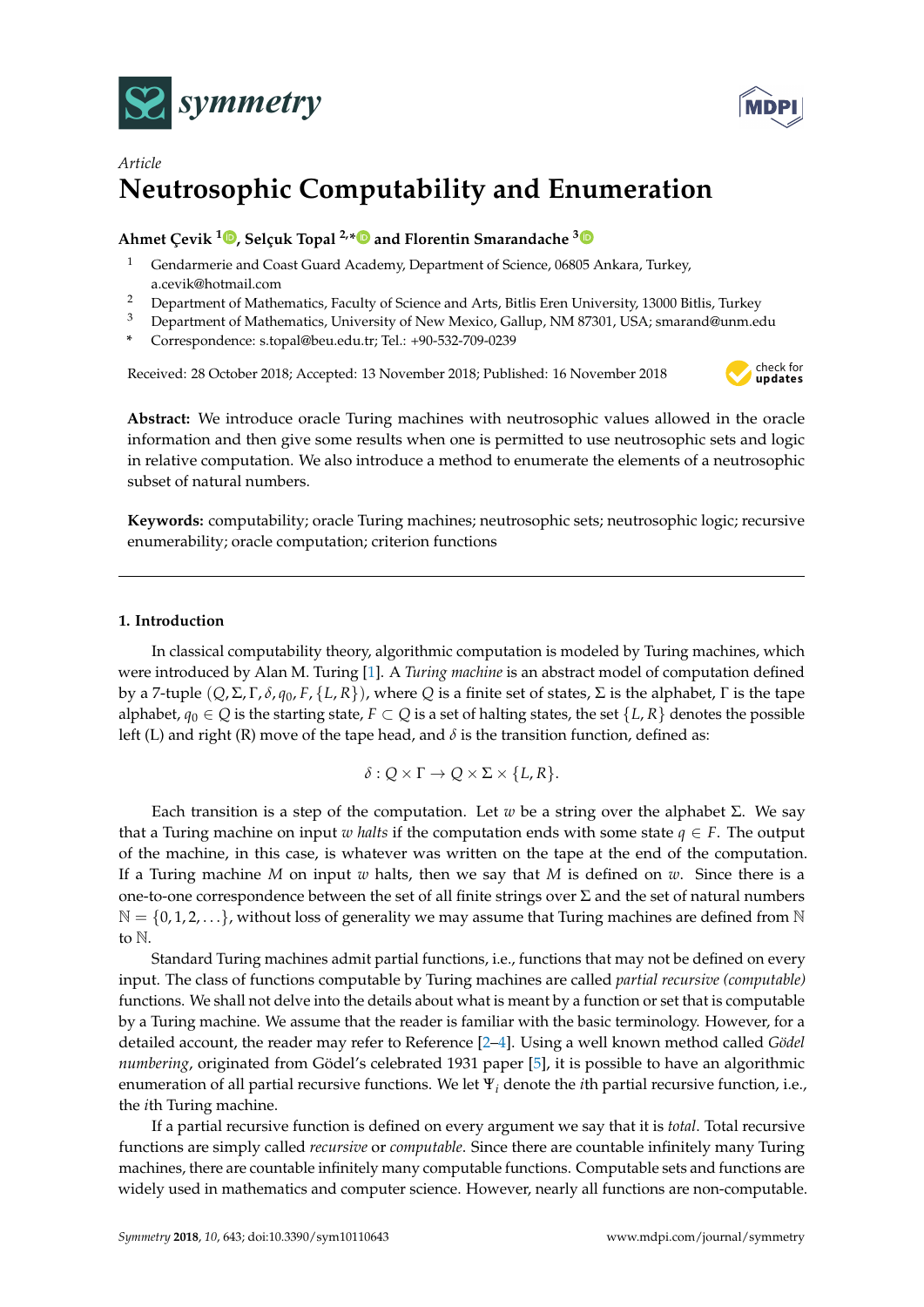*Article*

# Neutrosophic Computability and Enumeration

**Ahmet Çevik [1], Selçuk Topal [2,*] and Florentin Smarandache [3]**

[1] Gendarmerie and Coast Guard Academy, Department of Science, 06805 Ankara, Turkey, a.cevik@hotmail.com
[2] Department of Mathematics, Faculty of Science and Arts, Bitlis Eren University, 13000 Bitlis, Turkey
[3] Department of Mathematics, University of New Mexico, Gallup, NM 87301, USA; smarand@unm.edu
* Correspondence: s.topal@beu.edu.tr; Tel.: +90-532-709-0239

Received: 28 October 2018; Accepted: 13 November 2018; Published: 16 November 2018

**Abstract:** We introduce oracle Turing machines with neutrosophic values allowed in the oracle information and then give some results when one is permitted to use neutrosophic sets and logic in relative computation. We also introduce a method to enumerate the elements of a neutrosophic subset of natural numbers.

**Keywords:** computability; oracle Turing machines; neutrosophic sets; neutrosophic logic; recursive enumerability; oracle computation; criterion functions

## 1. Introduction

In classical computability theory, algorithmic computation is modeled by Turing machines, which were introduced by Alan M. Turing [1]. A *Turing machine* is an abstract model of computation defined by a 7-tuple $(Q, \Sigma, \Gamma, \delta, q_0, F, \{L, R\})$, where $Q$ is a finite set of states, $\Sigma$ is the alphabet, $\Gamma$ is the tape alphabet, $q_0 \in Q$ is the starting state, $F \subset Q$ is a set of halting states, the set $\{L, R\}$ denotes the possible left (L) and right (R) move of the tape head, and $\delta$ is the transition function, defined as:

$$\delta : Q \times \Gamma \to Q \times \Sigma \times \{L, R\}.$$

Each transition is a step of the computation. Let $w$ be a string over the alphabet $\Sigma$. We say that a Turing machine on input $w$ *halts* if the computation ends with some state $q \in F$. The output of the machine, in this case, is whatever was written on the tape at the end of the computation. If a Turing machine $M$ on input $w$ halts, then we say that $M$ is defined on $w$. Since there is a one-to-one correspondence between the set of all finite strings over $\Sigma$ and the set of natural numbers $\mathbb{N} = \{0, 1, 2, \ldots\}$, without loss of generality we may assume that Turing machines are defined from $\mathbb{N}$ to $\mathbb{N}$.

Standard Turing machines admit partial functions, i.e., functions that may not be defined on every input. The class of functions computable by Turing machines are called *partial recursive (computable)* functions. We shall not delve into the details about what is meant by a function or set that is computable by a Turing machine. We assume that the reader is familiar with the basic terminology. However, for a detailed account, the reader may refer to Reference [2–4]. Using a well known method called *Gödel numbering*, originated from Gödel's celebrated 1931 paper [5], it is possible to have an algorithmic enumeration of all partial recursive functions. We let $\Psi_i$ denote the $i$th partial recursive function, i.e., the $i$th Turing machine.

If a partial recursive function is defined on every argument we say that it is *total*. Total recursive functions are simply called *recursive* or *computable*. Since there are countable infinitely many Turing machines, there are countable infinitely many computable functions. Computable sets and functions are widely used in mathematics and computer science. However, nearly all functions are non-computable.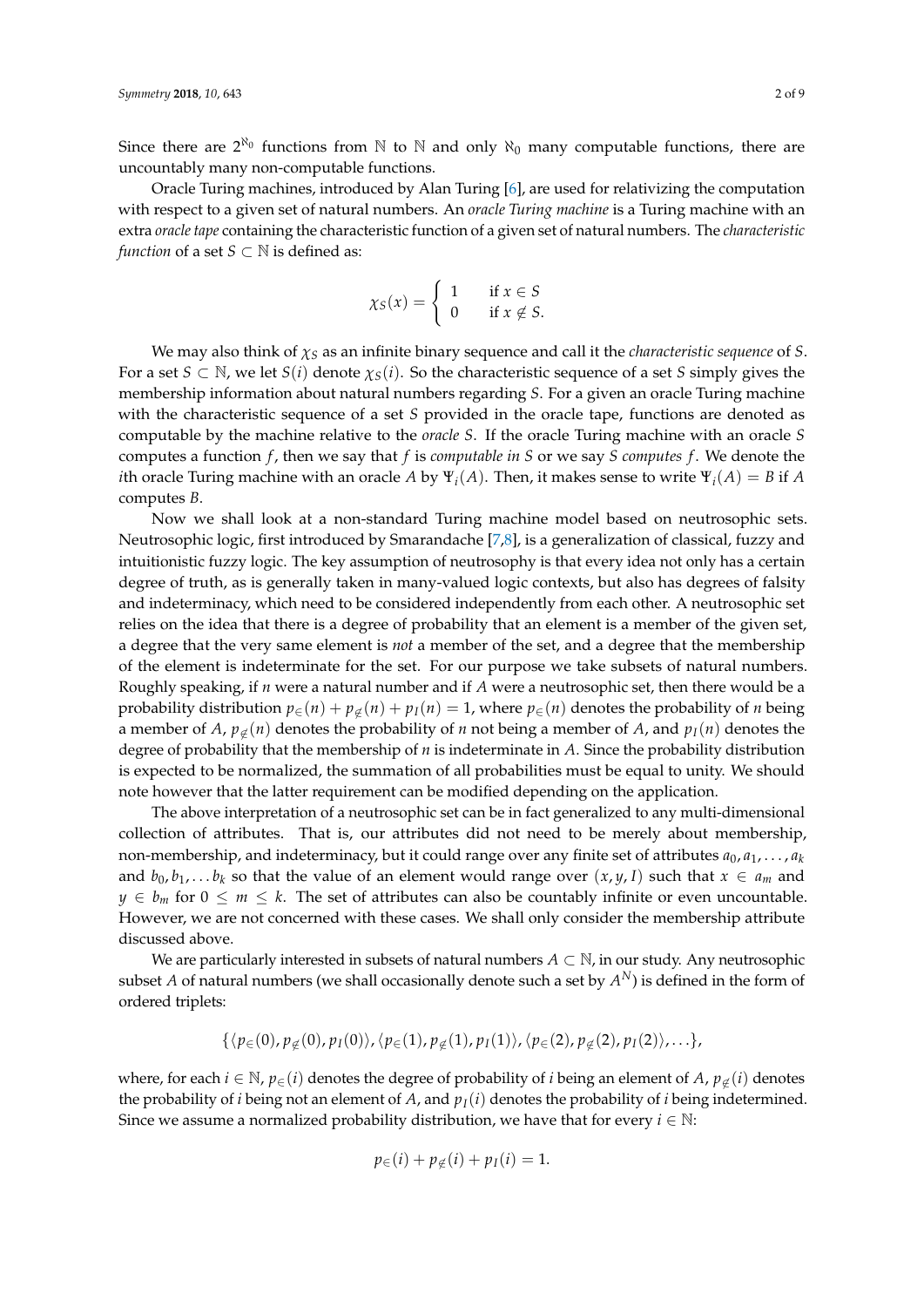Since there are $2^{\aleph_0}$ functions from $\mathbb{N}$ to $\mathbb{N}$ and only $\aleph_0$ many computable functions, there are uncountably many non-computable functions.

Oracle Turing machines, introduced by Alan Turing [6], are used for relativizing the computation with respect to a given set of natural numbers. An *oracle Turing machine* is a Turing machine with an extra *oracle tape* containing the characteristic function of a given set of natural numbers. The *characteristic function* of a set $S \subset \mathbb{N}$ is defined as:

$$\chi_S(x) = \begin{cases} 1 & \text{if } x \in S \\ 0 & \text{if } x \notin S. \end{cases}$$

We may also think of $\chi_S$ as an infinite binary sequence and call it the *characteristic sequence* of $S$. For a set $S \subset \mathbb{N}$, we let $S(i)$ denote $\chi_S(i)$. So the characteristic sequence of a set $S$ simply gives the membership information about natural numbers regarding $S$. For a given an oracle Turing machine with the characteristic sequence of a set $S$ provided in the oracle tape, functions are denoted as computable by the machine relative to the *oracle S*. If the oracle Turing machine with an oracle $S$ computes a function $f$, then we say that $f$ is *computable in S* or we say *S computes f*. We denote the $i$th oracle Turing machine with an oracle $A$ by $\Psi_i(A)$. Then, it makes sense to write $\Psi_i(A) = B$ if $A$ computes $B$.

Now we shall look at a non-standard Turing machine model based on neutrosophic sets. Neutrosophic logic, first introduced by Smarandache [7,8], is a generalization of classical, fuzzy and intuitionistic fuzzy logic. The key assumption of neutrosophy is that every idea not only has a certain degree of truth, as is generally taken in many-valued logic contexts, but also has degrees of falsity and indeterminacy, which need to be considered independently from each other. A neutrosophic set relies on the idea that there is a degree of probability that an element is a member of the given set, a degree that the very same element is *not* a member of the set, and a degree that the membership of the element is indeterminate for the set. For our purpose we take subsets of natural numbers. Roughly speaking, if $n$ were a natural number and if $A$ were a neutrosophic set, then there would be a probability distribution $p_{\in}(n) + p_{\notin}(n) + p_I(n) = 1$, where $p_{\in}(n)$ denotes the probability of $n$ being a member of $A$, $p_{\notin}(n)$ denotes the probability of $n$ not being a member of $A$, and $p_I(n)$ denotes the degree of probability that the membership of $n$ is indeterminate in $A$. Since the probability distribution is expected to be normalized, the summation of all probabilities must be equal to unity. We should note however that the latter requirement can be modified depending on the application.

The above interpretation of a neutrosophic set can be in fact generalized to any multi-dimensional collection of attributes. That is, our attributes did not need to be merely about membership, non-membership, and indeterminacy, but it could range over any finite set of attributes $a_0, a_1, \ldots, a_k$ and $b_0, b_1, \ldots b_k$ so that the value of an element would range over $(x, y, I)$ such that $x \in a_m$ and $y \in b_m$ for $0 \leq m \leq k$. The set of attributes can also be countably infinite or even uncountable. However, we are not concerned with these cases. We shall only consider the membership attribute discussed above.

We are particularly interested in subsets of natural numbers $A \subset \mathbb{N}$, in our study. Any neutrosophic subset $A$ of natural numbers (we shall occasionally denote such a set by $A^N$) is defined in the form of ordered triplets:

$$\{\langle p_{\in}(0), p_{\notin}(0), p_I(0)\rangle, \langle p_{\in}(1), p_{\notin}(1), p_I(1)\rangle, \langle p_{\in}(2), p_{\notin}(2), p_I(2)\rangle, \ldots\},$$

where, for each $i \in \mathbb{N}$, $p_{\in}(i)$ denotes the degree of probability of $i$ being an element of $A$, $p_{\notin}(i)$ denotes the probability of $i$ being not an element of $A$, and $p_I(i)$ denotes the probability of $i$ being indetermined. Since we assume a normalized probability distribution, we have that for every $i \in \mathbb{N}$:

$$p_{\in}(i) + p_{\notin}(i) + p_I(i) = 1.$$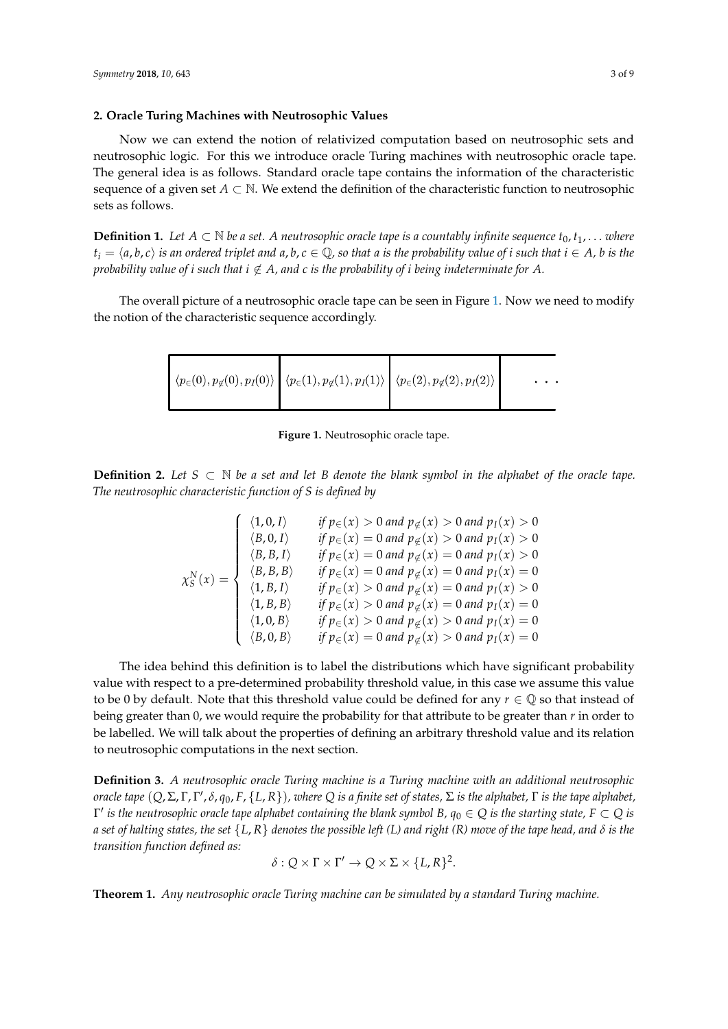## 2. Oracle Turing Machines with Neutrosophic Values

Now we can extend the notion of relativized computation based on neutrosophic sets and neutrosophic logic. For this we introduce oracle Turing machines with neutrosophic oracle tape. The general idea is as follows. Standard oracle tape contains the information of the characteristic sequence of a given set $A \subset \mathbb{N}$. We extend the definition of the characteristic function to neutrosophic sets as follows.

**Definition 1.** *Let $A \subset \mathbb{N}$ be a set. A neutrosophic oracle tape is a countably infinite sequence $t_0, t_1, \ldots$ where $t_i = \langle a, b, c \rangle$ is an ordered triplet and $a, b, c \in \mathbb{Q}$, so that a is the probability value of i such that $i \in A$, b is the probability value of i such that $i \notin A$, and c is the probability of i being indeterminate for A.*

The overall picture of a neutrosophic oracle tape can be seen in Figure 1. Now we need to modify the notion of the characteristic sequence accordingly.

| $\langle p_{\in}(0), p_{\notin}(0), p_I(0) \rangle$ | $\langle p_{\in}(1), p_{\notin}(1), p_I(1) \rangle$ | $\langle p_{\in}(2), p_{\notin}(2), p_I(2) \rangle$ | $\cdots$ |
|---|---|---|---|

**Figure 1.** Neutrosophic oracle tape.

**Definition 2.** *Let $S \subset \mathbb{N}$ be a set and let B denote the blank symbol in the alphabet of the oracle tape. The neutrosophic characteristic function of S is defined by*

$$\chi_S^N(x) = \begin{cases} \langle 1, 0, I \rangle & \text{if } p_{\in}(x) > 0 \text{ and } p_{\notin}(x) > 0 \text{ and } p_I(x) > 0 \\ \langle B, 0, I \rangle & \text{if } p_{\in}(x) = 0 \text{ and } p_{\notin}(x) > 0 \text{ and } p_I(x) > 0 \\ \langle B, B, I \rangle & \text{if } p_{\in}(x) = 0 \text{ and } p_{\notin}(x) = 0 \text{ and } p_I(x) > 0 \\ \langle B, B, B \rangle & \text{if } p_{\in}(x) = 0 \text{ and } p_{\notin}(x) = 0 \text{ and } p_I(x) = 0 \\ \langle 1, B, I \rangle & \text{if } p_{\in}(x) > 0 \text{ and } p_{\notin}(x) = 0 \text{ and } p_I(x) > 0 \\ \langle 1, B, B \rangle & \text{if } p_{\in}(x) > 0 \text{ and } p_{\notin}(x) = 0 \text{ and } p_I(x) = 0 \\ \langle 1, 0, B \rangle & \text{if } p_{\in}(x) > 0 \text{ and } p_{\notin}(x) > 0 \text{ and } p_I(x) = 0 \\ \langle B, 0, B \rangle & \text{if } p_{\in}(x) = 0 \text{ and } p_{\notin}(x) > 0 \text{ and } p_I(x) = 0 \end{cases}$$

The idea behind this definition is to label the distributions which have significant probability value with respect to a pre-determined probability threshold value, in this case we assume this value to be 0 by default. Note that this threshold value could be defined for any $r \in \mathbb{Q}$ so that instead of being greater than 0, we would require the probability for that attribute to be greater than $r$ in order to be labelled. We will talk about the properties of defining an arbitrary threshold value and its relation to neutrosophic computations in the next section.

**Definition 3.** *A neutrosophic oracle Turing machine is a Turing machine with an additional neutrosophic oracle tape $(Q, \Sigma, \Gamma, \Gamma', \delta, q_0, F, \{L, R\})$, where Q is a finite set of states, $\Sigma$ is the alphabet, $\Gamma$ is the tape alphabet, $\Gamma'$ is the neutrosophic oracle tape alphabet containing the blank symbol B, $q_0 \in Q$ is the starting state, $F \subset Q$ is a set of halting states, the set $\{L, R\}$ denotes the possible left (L) and right (R) move of the tape head, and $\delta$ is the transition function defined as:*

$$\delta : Q \times \Gamma \times \Gamma' \to Q \times \Sigma \times \{L, R\}^2.$$

**Theorem 1.** *Any neutrosophic oracle Turing machine can be simulated by a standard Turing machine.*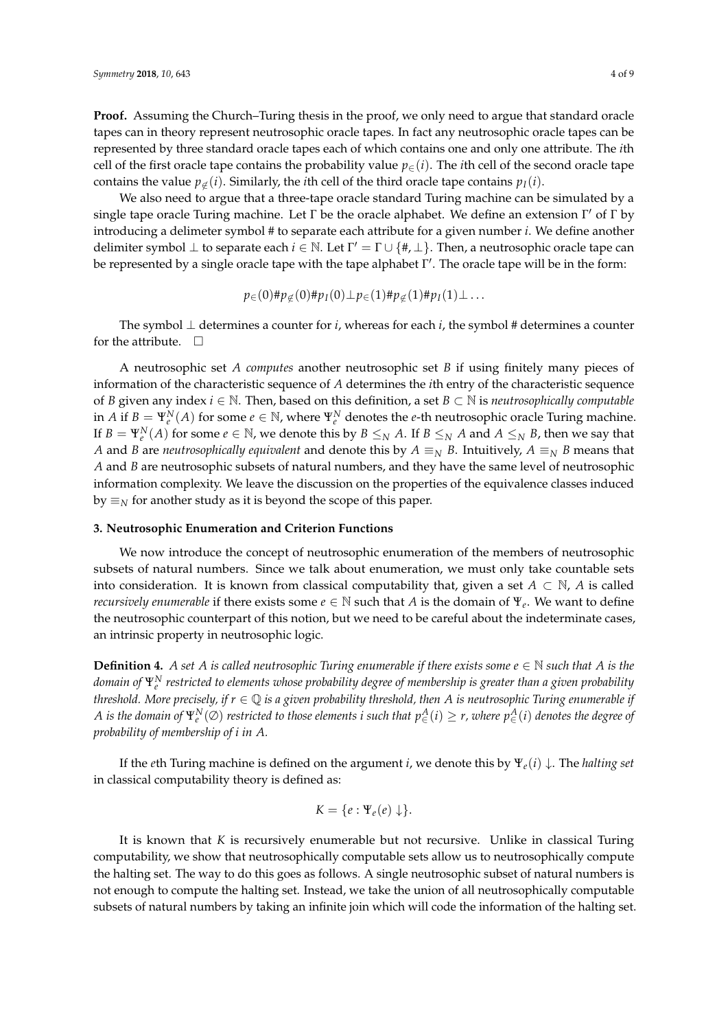**Proof.** Assuming the Church–Turing thesis in the proof, we only need to argue that standard oracle tapes can in theory represent neutrosophic oracle tapes. In fact any neutrosophic oracle tapes can be represented by three standard oracle tapes each of which contains one and only one attribute. The $i$th cell of the first oracle tape contains the probability value $p_{\in}(i)$. The $i$th cell of the second oracle tape contains the value $p_{\notin}(i)$. Similarly, the $i$th cell of the third oracle tape contains $p_I(i)$.

We also need to argue that a three-tape oracle standard Turing machine can be simulated by a single tape oracle Turing machine. Let $\Gamma$ be the oracle alphabet. We define an extension $\Gamma'$ of $\Gamma$ by introducing a delimeter symbol # to separate each attribute for a given number $i$. We define another delimiter symbol $\perp$ to separate each $i \in \mathbb{N}$. Let $\Gamma' = \Gamma \cup \{\#, \perp\}$. Then, a neutrosophic oracle tape can be represented by a single oracle tape with the tape alphabet $\Gamma'$. The oracle tape will be in the form:

$$p_{\in}(0)\#p_{\notin}(0)\#p_I(0)\perp p_{\in}(1)\#p_{\notin}(1)\#p_I(1)\perp \ldots$$

The symbol $\perp$ determines a counter for $i$, whereas for each $i$, the symbol # determines a counter for the attribute. $\square$

A neutrosophic set $A$ *computes* another neutrosophic set $B$ if using finitely many pieces of information of the characteristic sequence of $A$ determines the $i$th entry of the characteristic sequence of $B$ given any index $i \in \mathbb{N}$. Then, based on this definition, a set $B \subset \mathbb{N}$ is *neutrosophically computable* in $A$ if $B = \Psi_e^N(A)$ for some $e \in \mathbb{N}$, where $\Psi_e^N$ denotes the $e$-th neutrosophic oracle Turing machine. If $B = \Psi_e^N(A)$ for some $e \in \mathbb{N}$, we denote this by $B \leq_N A$. If $B \leq_N A$ and $A \leq_N B$, then we say that $A$ and $B$ are *neutrosophically equivalent* and denote this by $A \equiv_N B$. Intuitively, $A \equiv_N B$ means that $A$ and $B$ are neutrosophic subsets of natural numbers, and they have the same level of neutrosophic information complexity. We leave the discussion on the properties of the equivalence classes induced by $\equiv_N$ for another study as it is beyond the scope of this paper.

### 3. Neutrosophic Enumeration and Criterion Functions

We now introduce the concept of neutrosophic enumeration of the members of neutrosophic subsets of natural numbers. Since we talk about enumeration, we must only take countable sets into consideration. It is known from classical computability that, given a set $A \subset \mathbb{N}$, $A$ is called *recursively enumerable* if there exists some $e \in \mathbb{N}$ such that $A$ is the domain of $\Psi_e$. We want to define the neutrosophic counterpart of this notion, but we need to be careful about the indeterminate cases, an intrinsic property in neutrosophic logic.

**Definition 4.** *A set $A$ is called neutrosophic Turing enumerable if there exists some $e \in \mathbb{N}$ such that $A$ is the domain of $\Psi_e^N$ restricted to elements whose probability degree of membership is greater than a given probability threshold. More precisely, if $r \in \mathbb{Q}$ is a given probability threshold, then $A$ is neutrosophic Turing enumerable if $A$ is the domain of $\Psi_e^N(\emptyset)$ restricted to those elements $i$ such that $p_{\in}^A(i) \geq r$, where $p_{\in}^A(i)$ denotes the degree of probability of membership of $i$ in $A$.*

If the $e$th Turing machine is defined on the argument $i$, we denote this by $\Psi_e(i) \downarrow$. The *halting set* in classical computability theory is defined as:

$$K = \{e : \Psi_e(e) \downarrow\}.$$

It is known that $K$ is recursively enumerable but not recursive. Unlike in classical Turing computability, we show that neutrosophically computable sets allow us to neutrosophically compute the halting set. The way to do this goes as follows. A single neutrosophic subset of natural numbers is not enough to compute the halting set. Instead, we take the union of all neutrosophically computable subsets of natural numbers by taking an infinite join which will code the information of the halting set.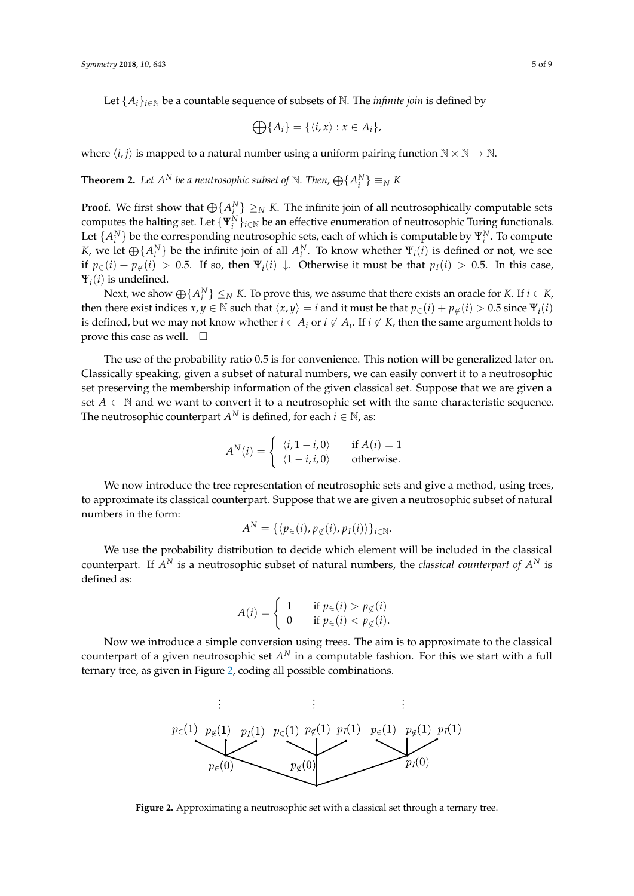Let $\{A_i\}_{i \in \mathbb{N}}$ be a countable sequence of subsets of $\mathbb{N}$. The *infinite join* is defined by

$$\bigoplus\{A_i\} = \{\langle i, x \rangle : x \in A_i\},$$

where $\langle i, j \rangle$ is mapped to a natural number using a uniform pairing function $\mathbb{N} \times \mathbb{N} \rightarrow \mathbb{N}$.

**Theorem 2.** *Let $A^N$ be a neutrosophic subset of $\mathbb{N}$. Then, $\bigoplus\{A_i^N\} \equiv_N K$*

**Proof.** We first show that $\bigoplus\{A_i^N\} \geq_N K$. The infinite join of all neutrosophically computable sets computes the halting set. Let $\{\Psi_i^N\}_{i \in \mathbb{N}}$ be an effective enumeration of neutrosophic Turing functionals. Let $\{A_i^N\}$ be the corresponding neutrosophic sets, each of which is computable by $\Psi_i^N$. To compute $K$, we let $\bigoplus\{A_i^N\}$ be the infinite join of all $A_i^N$. To know whether $\Psi_i(i)$ is defined or not, we see if $p_{\in}(i) + p_{\notin}(i) > 0.5$. If so, then $\Psi_i(i) \downarrow$. Otherwise it must be that $p_I(i) > 0.5$. In this case, $\Psi_i(i)$ is undefined.

Next, we show $\bigoplus\{A_i^N\} \leq_N K$. To prove this, we assume that there exists an oracle for $K$. If $i \in K$, then there exist indices $x, y \in \mathbb{N}$ such that $\langle x, y \rangle = i$ and it must be that $p_{\in}(i) + p_{\notin}(i) > 0.5$ since $\Psi_i(i)$ is defined, but we may not know whether $i \in A_i$ or $i \notin A_i$. If $i \notin K$, then the same argument holds to prove this case as well. $\square$

The use of the probability ratio 0.5 is for convenience. This notion will be generalized later on. Classically speaking, given a subset of natural numbers, we can easily convert it to a neutrosophic set preserving the membership information of the given classical set. Suppose that we are given a set $A \subset \mathbb{N}$ and we want to convert it to a neutrosophic set with the same characteristic sequence. The neutrosophic counterpart $A^N$ is defined, for each $i \in \mathbb{N}$, as:

$$A^N(i) = \begin{cases} \langle i, 1-i, 0 \rangle & \text{if } A(i) = 1 \\ \langle 1-i, i, 0 \rangle & \text{otherwise.} \end{cases}$$

We now introduce the tree representation of neutrosophic sets and give a method, using trees, to approximate its classical counterpart. Suppose that we are given a neutrosophic subset of natural numbers in the form:

$$A^N = \{\langle p_{\in}(i), p_{\notin}(i), p_I(i) \rangle\}_{i \in \mathbb{N}}.$$

We use the probability distribution to decide which element will be included in the classical counterpart. If $A^N$ is a neutrosophic subset of natural numbers, the *classical counterpart of $A^N$* is defined as:

$$A(i) = \begin{cases} 1 & \text{if } p_{\in}(i) > p_{\notin}(i) \\ 0 & \text{if } p_{\in}(i) < p_{\notin}(i). \end{cases}$$

Now we introduce a simple conversion using trees. The aim is to approximate to the classical counterpart of a given neutrosophic set $A^N$ in a computable fashion. For this we start with a full ternary tree, as given in Figure 2, coding all possible combinations.

**Figure 2.** Approximating a neutrosophic set with a classical set through a ternary tree.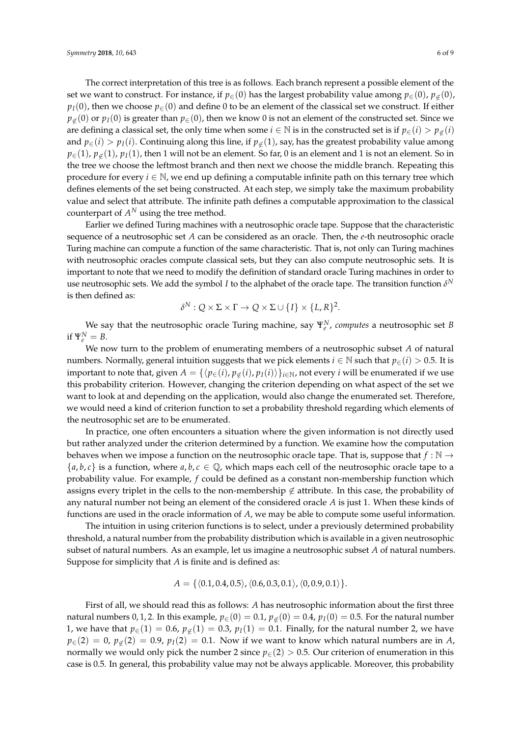The correct interpretation of this tree is as follows. Each branch represent a possible element of the set we want to construct. For instance, if $p_{\in}(0)$ has the largest probability value among $p_{\in}(0)$, $p_{\notin}(0)$, $p_I(0)$, then we choose $p_{\in}(0)$ and define 0 to be an element of the classical set we construct. If either $p_{\notin}(0)$ or $p_I(0)$ is greater than $p_{\in}(0)$, then we know 0 is not an element of the constructed set. Since we are defining a classical set, the only time when some $i \in \mathbb{N}$ is in the constructed set is if $p_{\in}(i) > p_{\notin}(i)$ and $p_{\in}(i) > p_I(i)$. Continuing along this line, if $p_{\notin}(1)$, say, has the greatest probability value among $p_{\in}(1)$, $p_{\notin}(1)$, $p_I(1)$, then 1 will not be an element. So far, 0 is an element and 1 is not an element. So in the tree we choose the leftmost branch and then next we choose the middle branch. Repeating this procedure for every $i \in \mathbb{N}$, we end up defining a computable infinite path on this ternary tree which defines elements of the set being constructed. At each step, we simply take the maximum probability value and select that attribute. The infinite path defines a computable approximation to the classical counterpart of $A^N$ using the tree method.

Earlier we defined Turing machines with a neutrosophic oracle tape. Suppose that the characteristic sequence of a neutrosophic set $A$ can be considered as an oracle. Then, the $e$-th neutrosophic oracle Turing machine can compute a function of the same characteristic. That is, not only can Turing machines with neutrosophic oracles compute classical sets, but they can also compute neutrosophic sets. It is important to note that we need to modify the definition of standard oracle Turing machines in order to use neutrosophic sets. We add the symbol $I$ to the alphabet of the oracle tape. The transition function $\delta^N$ is then defined as:

$$\delta^N : Q \times \Sigma \times \Gamma \rightarrow Q \times \Sigma \cup \{I\} \times \{L, R\}^2.$$

We say that the neutrosophic oracle Turing machine, say $\Psi_e^N$, *computes* a neutrosophic set $B$ if $\Psi_e^N = B$.

We now turn to the problem of enumerating members of a neutrosophic subset $A$ of natural numbers. Normally, general intuition suggests that we pick elements $i \in \mathbb{N}$ such that $p_{\in}(i) > 0.5$. It is important to note that, given $A = \{\langle p_{\in}(i), p_{\notin}(i), p_I(i)\rangle\}_{i \in \mathbb{N}}$, not every $i$ will be enumerated if we use this probability criterion. However, changing the criterion depending on what aspect of the set we want to look at and depending on the application, would also change the enumerated set. Therefore, we would need a kind of criterion function to set a probability threshold regarding which elements of the neutrosophic set are to be enumerated.

In practice, one often encounters a situation where the given information is not directly used but rather analyzed under the criterion determined by a function. We examine how the computation behaves when we impose a function on the neutrosophic oracle tape. That is, suppose that $f : \mathbb{N} \rightarrow \{a, b, c\}$ is a function, where $a, b, c \in \mathbb{Q}$, which maps each cell of the neutrosophic oracle tape to a probability value. For example, $f$ could be defined as a constant non-membership function which assigns every triplet in the cells to the non-membership $\notin$ attribute. In this case, the probability of any natural number not being an element of the considered oracle $A$ is just 1. When these kinds of functions are used in the oracle information of $A$, we may be able to compute some useful information.

The intuition in using criterion functions is to select, under a previously determined probability threshold, a natural number from the probability distribution which is available in a given neutrosophic subset of natural numbers. As an example, let us imagine a neutrosophic subset $A$ of natural numbers. Suppose for simplicity that $A$ is finite and is defined as:

$$A = \{\langle 0.1, 0.4, 0.5\rangle, \langle 0.6, 0.3, 0.1\rangle, \langle 0, 0.9, 0.1\rangle\}.$$

First of all, we should read this as follows: $A$ has neutrosophic information about the first three natural numbers $0, 1, 2$. In this example, $p_{\in}(0) = 0.1$, $p_{\notin}(0) = 0.4$, $p_I(0) = 0.5$. For the natural number 1, we have that $p_{\in}(1) = 0.6$, $p_{\notin}(1) = 0.3$, $p_I(1) = 0.1$. Finally, for the natural number 2, we have $p_{\in}(2) = 0$, $p_{\notin}(2) = 0.9$, $p_I(2) = 0.1$. Now if we want to know which natural numbers are in $A$, normally we would only pick the number 2 since $p_{\in}(2) > 0.5$. Our criterion of enumeration in this case is 0.5. In general, this probability value may not be always applicable. Moreover, this probability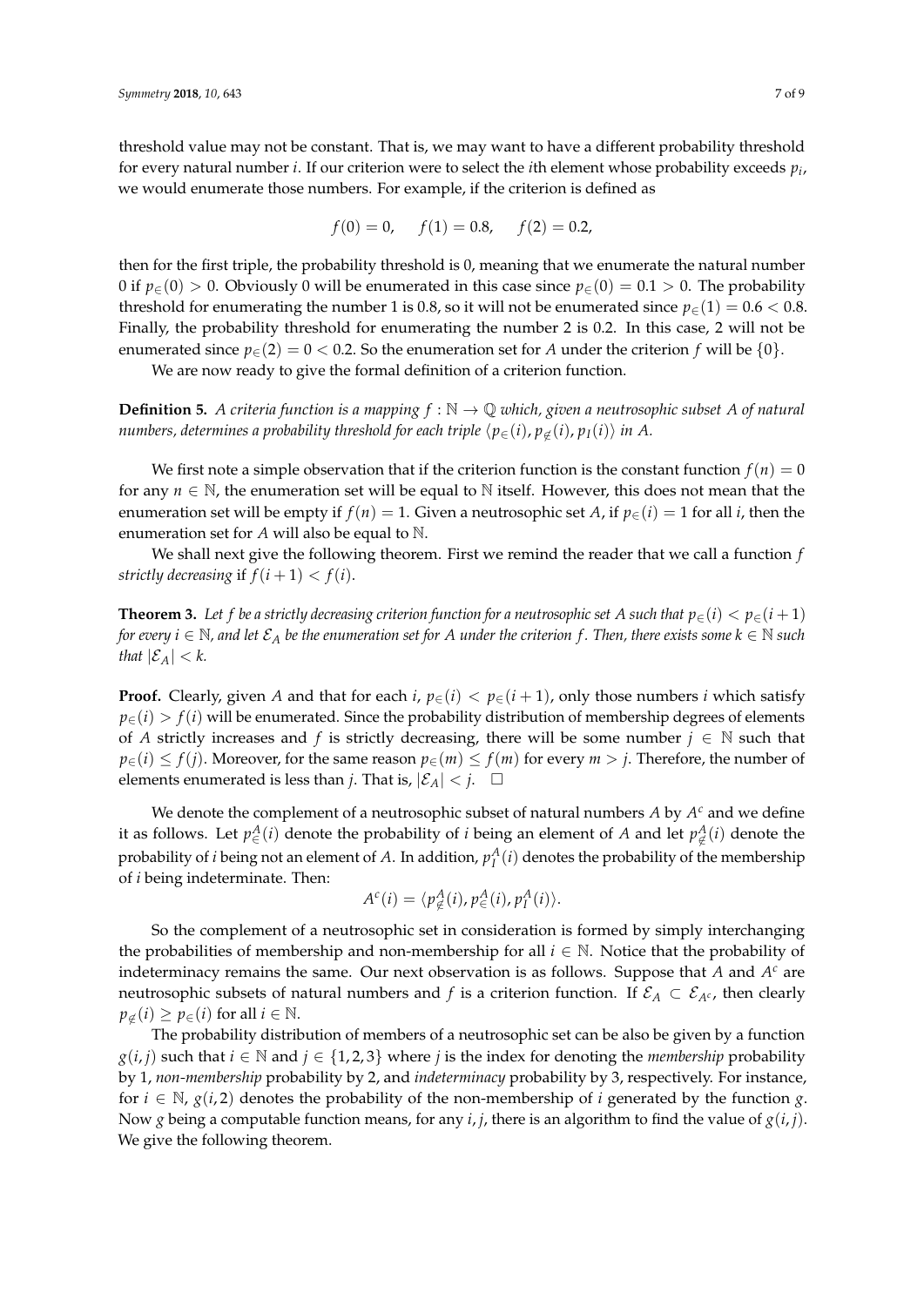threshold value may not be constant. That is, we may want to have a different probability threshold for every natural number $i$. If our criterion were to select the $i$th element whose probability exceeds $p_i$, we would enumerate those numbers. For example, if the criterion is defined as

$$f(0) = 0, \quad f(1) = 0.8, \quad f(2) = 0.2,$$

then for the first triple, the probability threshold is 0, meaning that we enumerate the natural number 0 if $p_{\in}(0) > 0$. Obviously 0 will be enumerated in this case since $p_{\in}(0) = 0.1 > 0$. The probability threshold for enumerating the number 1 is 0.8, so it will not be enumerated since $p_{\in}(1) = 0.6 < 0.8$. Finally, the probability threshold for enumerating the number 2 is 0.2. In this case, 2 will not be enumerated since $p_{\in}(2) = 0 < 0.2$. So the enumeration set for $A$ under the criterion $f$ will be $\{0\}$.

We are now ready to give the formal definition of a criterion function.

**Definition 5.** *A criteria function is a mapping $f : \mathbb{N} \to \mathbb{Q}$ which, given a neutrosophic subset $A$ of natural numbers, determines a probability threshold for each triple $\langle p_{\in}(i), p_{\notin}(i), p_I(i) \rangle$ in $A$.*

We first note a simple observation that if the criterion function is the constant function $f(n) = 0$ for any $n \in \mathbb{N}$, the enumeration set will be equal to $\mathbb{N}$ itself. However, this does not mean that the enumeration set will be empty if $f(n) = 1$. Given a neutrosophic set $A$, if $p_{\in}(i) = 1$ for all $i$, then the enumeration set for $A$ will also be equal to $\mathbb{N}$.

We shall next give the following theorem. First we remind the reader that we call a function $f$ *strictly decreasing* if $f(i + 1) < f(i)$.

**Theorem 3.** *Let $f$ be a strictly decreasing criterion function for a neutrosophic set $A$ such that $p_{\in}(i) < p_{\in}(i + 1)$ for every $i \in \mathbb{N}$, and let $\mathcal{E}_A$ be the enumeration set for $A$ under the criterion $f$. Then, there exists some $k \in \mathbb{N}$ such that $|\mathcal{E}_A| < k$.*

**Proof.** Clearly, given $A$ and that for each $i$, $p_{\in}(i) < p_{\in}(i + 1)$, only those numbers $i$ which satisfy $p_{\in}(i) > f(i)$ will be enumerated. Since the probability distribution of membership degrees of elements of $A$ strictly increases and $f$ is strictly decreasing, there will be some number $j \in \mathbb{N}$ such that $p_{\in}(i) \leq f(j)$. Moreover, for the same reason $p_{\in}(m) \leq f(m)$ for every $m > j$. Therefore, the number of elements enumerated is less than $j$. That is, $|\mathcal{E}_A| < j$. $\square$

We denote the complement of a neutrosophic subset of natural numbers $A$ by $A^c$ and we define it as follows. Let $p^A_{\in}(i)$ denote the probability of $i$ being an element of $A$ and let $p^A_{\notin}(i)$ denote the probability of $i$ being not an element of $A$. In addition, $p^A_I(i)$ denotes the probability of the membership of $i$ being indeterminate. Then:

$$A^c(i) = \langle p^A_{\notin}(i), p^A_{\in}(i), p^A_I(i) \rangle.$$

So the complement of a neutrosophic set in consideration is formed by simply interchanging the probabilities of membership and non-membership for all $i \in \mathbb{N}$. Notice that the probability of indeterminacy remains the same. Our next observation is as follows. Suppose that $A$ and $A^c$ are neutrosophic subsets of natural numbers and $f$ is a criterion function. If $\mathcal{E}_A \subset \mathcal{E}_{A^c}$, then clearly $p_{\notin}(i) \geq p_{\in}(i)$ for all $i \in \mathbb{N}$.

The probability distribution of members of a neutrosophic set can be also be given by a function $g(i, j)$ such that $i \in \mathbb{N}$ and $j \in \{1, 2, 3\}$ where $j$ is the index for denoting the *membership* probability by 1, *non-membership* probability by 2, and *indeterminacy* probability by 3, respectively. For instance, for $i \in \mathbb{N}$, $g(i, 2)$ denotes the probability of the non-membership of $i$ generated by the function $g$. Now $g$ being a computable function means, for any $i, j$, there is an algorithm to find the value of $g(i, j)$. We give the following theorem.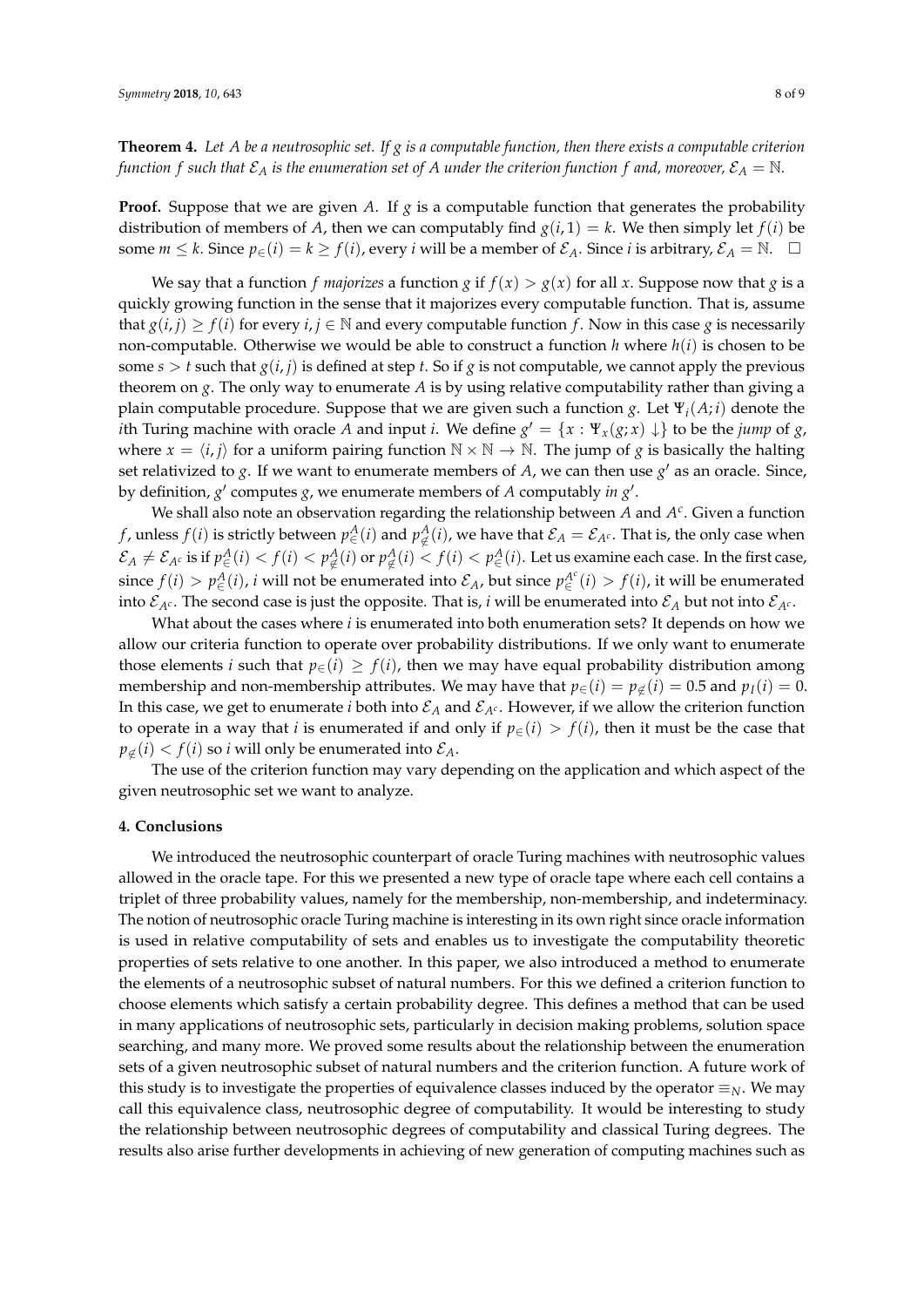**Theorem 4.** *Let $A$ be a neutrosophic set. If $g$ is a computable function, then there exists a computable criterion function $f$ such that $\mathcal{E}_A$ is the enumeration set of $A$ under the criterion function $f$ and, moreover, $\mathcal{E}_A = \mathbb{N}$.*

**Proof.** Suppose that we are given $A$. If $g$ is a computable function that generates the probability distribution of members of $A$, then we can computably find $g(i, 1) = k$. We then simply let $f(i)$ be some $m \leq k$. Since $p_{\in}(i) = k \geq f(i)$, every $i$ will be a member of $\mathcal{E}_A$. Since $i$ is arbitrary, $\mathcal{E}_A = \mathbb{N}$. □

We say that a function $f$ *majorizes* a function $g$ if $f(x) > g(x)$ for all $x$. Suppose now that $g$ is a quickly growing function in the sense that it majorizes every computable function. That is, assume that $g(i, j) \geq f(i)$ for every $i, j \in \mathbb{N}$ and every computable function $f$. Now in this case $g$ is necessarily non-computable. Otherwise we would be able to construct a function $h$ where $h(i)$ is chosen to be some $s > t$ such that $g(i, j)$ is defined at step $t$. So if $g$ is not computable, we cannot apply the previous theorem on $g$. The only way to enumerate $A$ is by using relative computability rather than giving a plain computable procedure. Suppose that we are given such a function $g$. Let $\Psi_i(A; i)$ denote the $i$th Turing machine with oracle $A$ and input $i$. We define $g' = \{x : \Psi_x(g; x) \downarrow\}$ to be the *jump* of $g$, where $x = \langle i, j \rangle$ for a uniform pairing function $\mathbb{N} \times \mathbb{N} \to \mathbb{N}$. The jump of $g$ is basically the halting set relativized to $g$. If we want to enumerate members of $A$, we can then use $g'$ as an oracle. Since, by definition, $g'$ computes $g$, we enumerate members of $A$ computably *in* $g'$.

We shall also note an observation regarding the relationship between $A$ and $A^c$. Given a function $f$, unless $f(i)$ is strictly between $p^A_{\in}(i)$ and $p^A_{\notin}(i)$, we have that $\mathcal{E}_A = \mathcal{E}_{A^c}$. That is, the only case when $\mathcal{E}_A \neq \mathcal{E}_{A^c}$ is if $p^A_{\in}(i) < f(i) < p^A_{\notin}(i)$ or $p^A_{\notin}(i) < f(i) < p^A_{\in}(i)$. Let us examine each case. In the first case, since $f(i) > p^A_{\in}(i)$, $i$ will not be enumerated into $\mathcal{E}_A$, but since $p^{A^c}_{\in}(i) > f(i)$, it will be enumerated into $\mathcal{E}_{A^c}$. The second case is just the opposite. That is, $i$ will be enumerated into $\mathcal{E}_A$ but not into $\mathcal{E}_{A^c}$.

What about the cases where $i$ is enumerated into both enumeration sets? It depends on how we allow our criteria function to operate over probability distributions. If we only want to enumerate those elements $i$ such that $p_{\in}(i) \geq f(i)$, then we may have equal probability distribution among membership and non-membership attributes. We may have that $p_{\in}(i) = p_{\notin}(i) = 0.5$ and $p_I(i) = 0$. In this case, we get to enumerate $i$ both into $\mathcal{E}_A$ and $\mathcal{E}_{A^c}$. However, if we allow the criterion function to operate in a way that $i$ is enumerated if and only if $p_{\in}(i) > f(i)$, then it must be the case that $p_{\notin}(i) < f(i)$ so $i$ will only be enumerated into $\mathcal{E}_A$.

The use of the criterion function may vary depending on the application and which aspect of the given neutrosophic set we want to analyze.

## 4. Conclusions

We introduced the neutrosophic counterpart of oracle Turing machines with neutrosophic values allowed in the oracle tape. For this we presented a new type of oracle tape where each cell contains a triplet of three probability values, namely for the membership, non-membership, and indeterminacy. The notion of neutrosophic oracle Turing machine is interesting in its own right since oracle information is used in relative computability of sets and enables us to investigate the computability theoretic properties of sets relative to one another. In this paper, we also introduced a method to enumerate the elements of a neutrosophic subset of natural numbers. For this we defined a criterion function to choose elements which satisfy a certain probability degree. This defines a method that can be used in many applications of neutrosophic sets, particularly in decision making problems, solution space searching, and many more. We proved some results about the relationship between the enumeration sets of a given neutrosophic subset of natural numbers and the criterion function. A future work of this study is to investigate the properties of equivalence classes induced by the operator $\equiv_N$. We may call this equivalence class, neutrosophic degree of computability. It would be interesting to study the relationship between neutrosophic degrees of computability and classical Turing degrees. The results also arise further developments in achieving of new generation of computing machines such as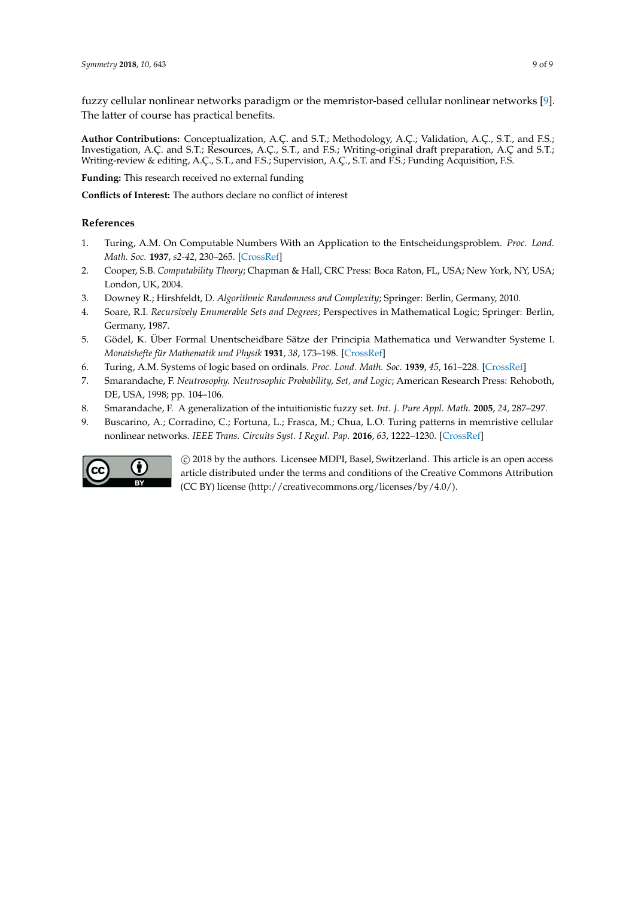fuzzy cellular nonlinear networks paradigm or the memristor-based cellular nonlinear networks [9]. The latter of course has practical benefits.

**Author Contributions:** Conceptualization, A.Ç. and S.T.; Methodology, A.Ç.; Validation, A.Ç., S.T., and F.S.; Investigation, A.Ç. and S.T.; Resources, A.Ç., S.T., and F.S.; Writing-original draft preparation, A.Ç and S.T.; Writing-review & editing, A.Ç., S.T., and F.S.; Supervision, A.Ç., S.T. and F.S.; Funding Acquisition, F.S.

**Funding:** This research received no external funding

**Conflicts of Interest:** The authors declare no conflict of interest

## References

1. Turing, A.M. On Computable Numbers With an Application to the Entscheidungsproblem. *Proc. Lond. Math. Soc.* **1937**, *s2-42*, 230–265. [CrossRef]
2. Cooper, S.B. *Computability Theory*; Chapman & Hall, CRC Press: Boca Raton, FL, USA; New York, NY, USA; London, UK, 2004.
3. Downey R.; Hirshfeldt, D. *Algorithmic Randomness and Complexity*; Springer: Berlin, Germany, 2010.
4. Soare, R.I. *Recursively Enumerable Sets and Degrees*; Perspectives in Mathematical Logic; Springer: Berlin, Germany, 1987.
5. Gödel, K. Über Formal Unentscheidbare Sätze der Principia Mathematica und Verwandter Systeme I. *Monatshefte für Mathematik und Physik* **1931**, *38*, 173–198. [CrossRef]
6. Turing, A.M. Systems of logic based on ordinals. *Proc. Lond. Math. Soc.* **1939**, *45*, 161–228. [CrossRef]
7. Smarandache, F. *Neutrosophy. Neutrosophic Probability, Set, and Logic*; American Research Press: Rehoboth, DE, USA, 1998; pp. 104–106.
8. Smarandache, F. A generalization of the intuitionistic fuzzy set. *Int. J. Pure Appl. Math.* **2005**, *24*, 287–297.
9. Buscarino, A.; Corradino, C.; Fortuna, L.; Frasca, M.; Chua, L.O. Turing patterns in memristive cellular nonlinear networks. *IEEE Trans. Circuits Syst. I Regul. Pap.* **2016**, *63*, 1222–1230. [CrossRef]

© 2018 by the authors. Licensee MDPI, Basel, Switzerland. This article is an open access article distributed under the terms and conditions of the Creative Commons Attribution (CC BY) license (http://creativecommons.org/licenses/by/4.0/).